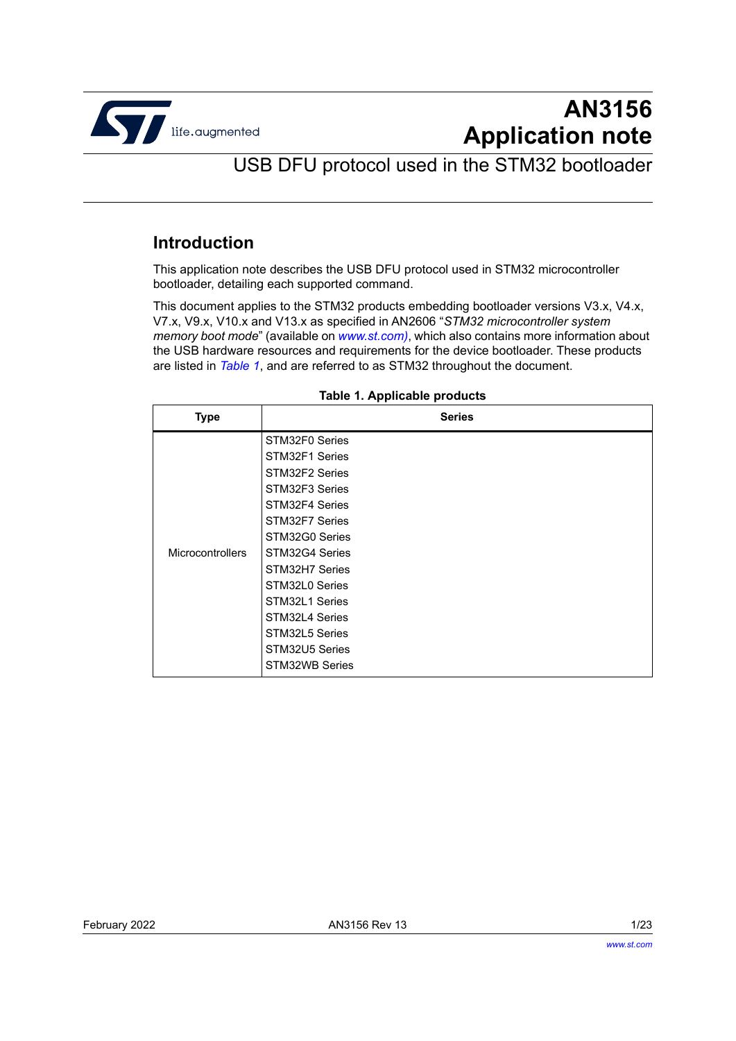# AN3156
# Application note

## USB DFU protocol used in the STM32 bootloader

## Introduction

This application note describes the USB DFU protocol used in STM32 microcontroller bootloader, detailing each supported command.

This document applies to the STM32 products embedding bootloader versions V3.x, V4.x, V7.x, V9.x, V10.x and V13.x as specified in AN2606 "*STM32 microcontroller system memory boot mode*" (available on *www.st.com)*, which also contains more information about the USB hardware resources and requirements for the device bootloader. These products are listed in *Table 1*, and are referred to as STM32 throughout the document.

**Table 1. Applicable products**

| Type | Series |
|---|---|
| Microcontrollers | STM32F0 Series<br>STM32F1 Series<br>STM32F2 Series<br>STM32F3 Series<br>STM32F4 Series<br>STM32F7 Series<br>STM32G0 Series<br>STM32G4 Series<br>STM32H7 Series<br>STM32L0 Series<br>STM32L1 Series<br>STM32L4 Series<br>STM32L5 Series<br>STM32U5 Series<br>STM32WB Series |

February 2022 AN3156 Rev 13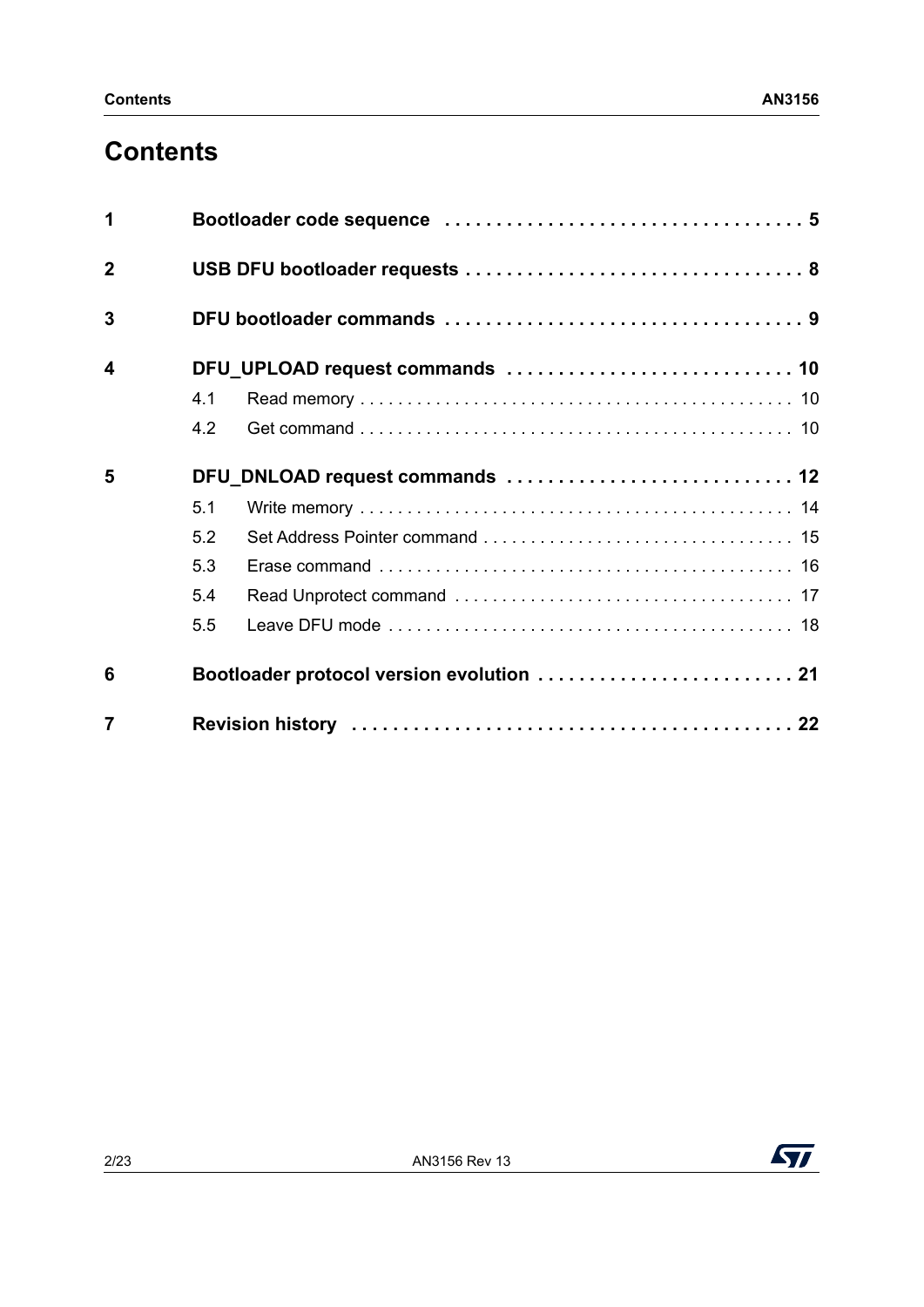# Contents

| | | |
|---|---|---|
| **1** | **Bootloader code sequence** | **5** |
| **2** | **USB DFU bootloader requests** | **8** |
| **3** | **DFU bootloader commands** | **9** |
| **4** | **DFU_UPLOAD request commands** | **10** |
| | 4.1 Read memory | 10 |
| | 4.2 Get command | 10 |
| **5** | **DFU_DNLOAD request commands** | **12** |
| | 5.1 Write memory | 14 |
| | 5.2 Set Address Pointer command | 15 |
| | 5.3 Erase command | 16 |
| | 5.4 Read Unprotect command | 17 |
| | 5.5 Leave DFU mode | 18 |
| **6** | **Bootloader protocol version evolution** | **21** |
| **7** | **Revision history** | **22** |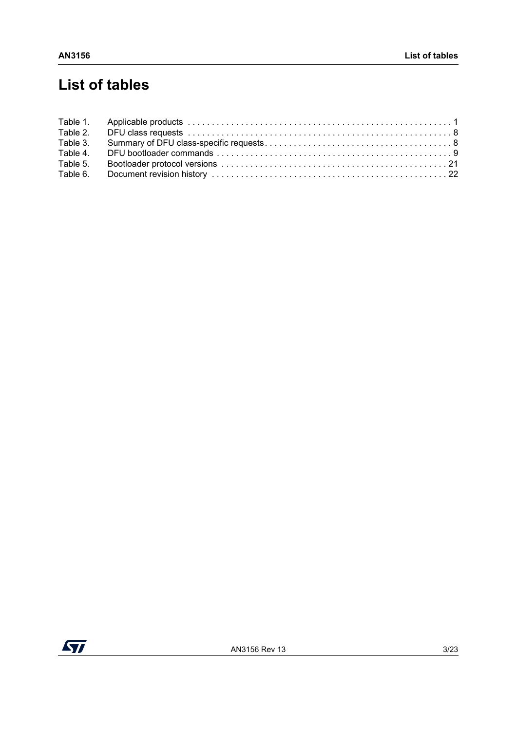# List of tables

Table 1. Applicable products . . . . . . . . . . . . . . . . . . . . . . . . . . . . . . . . . . . . . . . . . . . . . . . . . . . . . . 1
Table 2. DFU class requests . . . . . . . . . . . . . . . . . . . . . . . . . . . . . . . . . . . . . . . . . . . . . . . . . . . . . . 8
Table 3. Summary of DFU class-specific requests. . . . . . . . . . . . . . . . . . . . . . . . . . . . . . . . . . . . . . . 8
Table 4. DFU bootloader commands . . . . . . . . . . . . . . . . . . . . . . . . . . . . . . . . . . . . . . . . . . . . . . . . . 9
Table 5. Bootloader protocol versions . . . . . . . . . . . . . . . . . . . . . . . . . . . . . . . . . . . . . . . . . . . . . . . 21
Table 6. Document revision history . . . . . . . . . . . . . . . . . . . . . . . . . . . . . . . . . . . . . . . . . . . . . . . . 22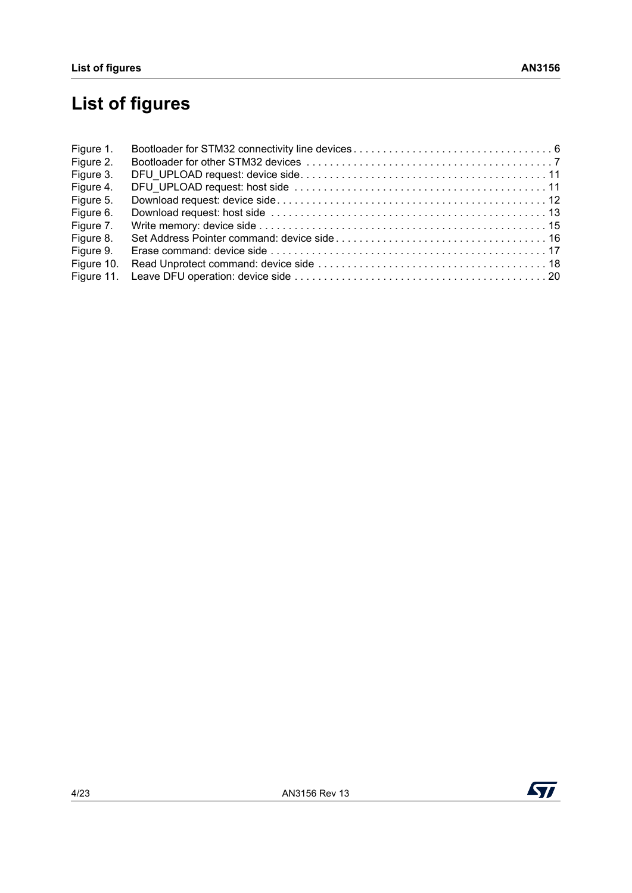# List of figures

| | | |
|---|---|---|
| Figure 1. | Bootloader for STM32 connectivity line devices | 6 |
| Figure 2. | Bootloader for other STM32 devices | 7 |
| Figure 3. | DFU_UPLOAD request: device side | 11 |
| Figure 4. | DFU_UPLOAD request: host side | 11 |
| Figure 5. | Download request: device side | 12 |
| Figure 6. | Download request: host side | 13 |
| Figure 7. | Write memory: device side | 15 |
| Figure 8. | Set Address Pointer command: device side | 16 |
| Figure 9. | Erase command: device side | 17 |
| Figure 10. | Read Unprotect command: device side | 18 |
| Figure 11. | Leave DFU operation: device side | 20 |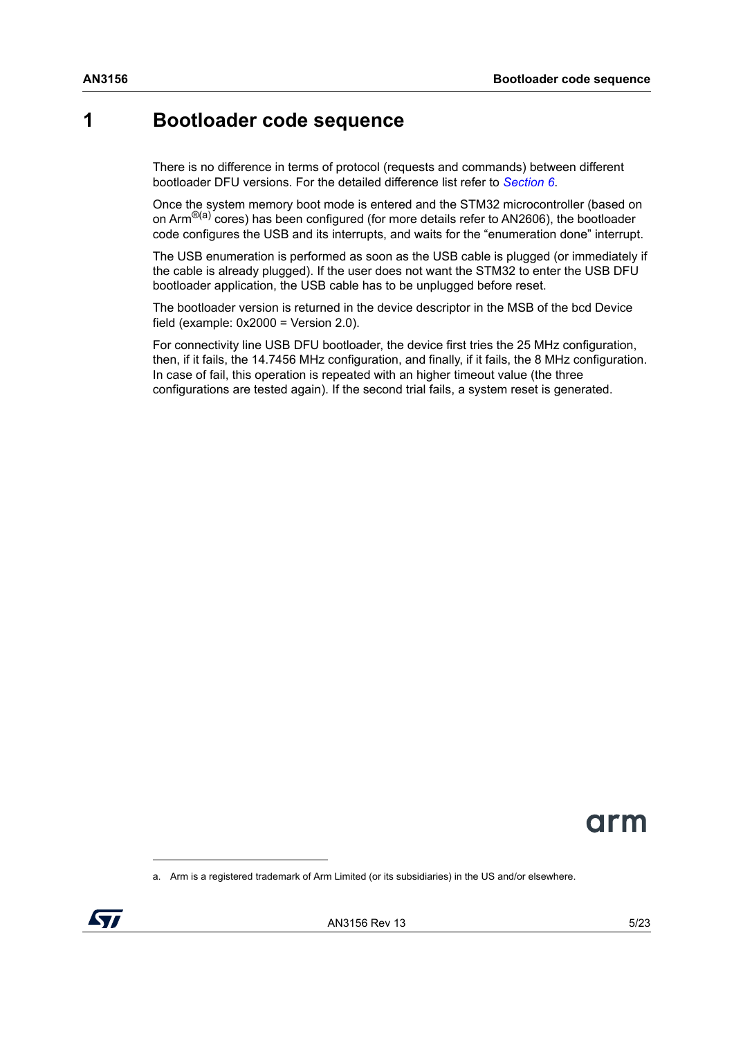# 1 Bootloader code sequence

There is no difference in terms of protocol (requests and commands) between different bootloader DFU versions. For the detailed difference list refer to *Section 6*.

Once the system memory boot mode is entered and the STM32 microcontroller (based on on Arm®[a] cores) has been configured (for more details refer to AN2606), the bootloader code configures the USB and its interrupts, and waits for the “enumeration done” interrupt.

The USB enumeration is performed as soon as the USB cable is plugged (or immediately if the cable is already plugged). If the user does not want the STM32 to enter the USB DFU bootloader application, the USB cable has to be unplugged before reset.

The bootloader version is returned in the device descriptor in the MSB of the bcd Device field (example: 0x2000 = Version 2.0).

For connectivity line USB DFU bootloader, the device first tries the 25 MHz configuration, then, if it fails, the 14.7456 MHz configuration, and finally, if it fails, the 8 MHz configuration. In case of fail, this operation is repeated with an higher timeout value (the three configurations are tested again). If the second trial fails, a system reset is generated.

a. Arm is a registered trademark of Arm Limited (or its subsidiaries) in the US and/or elsewhere.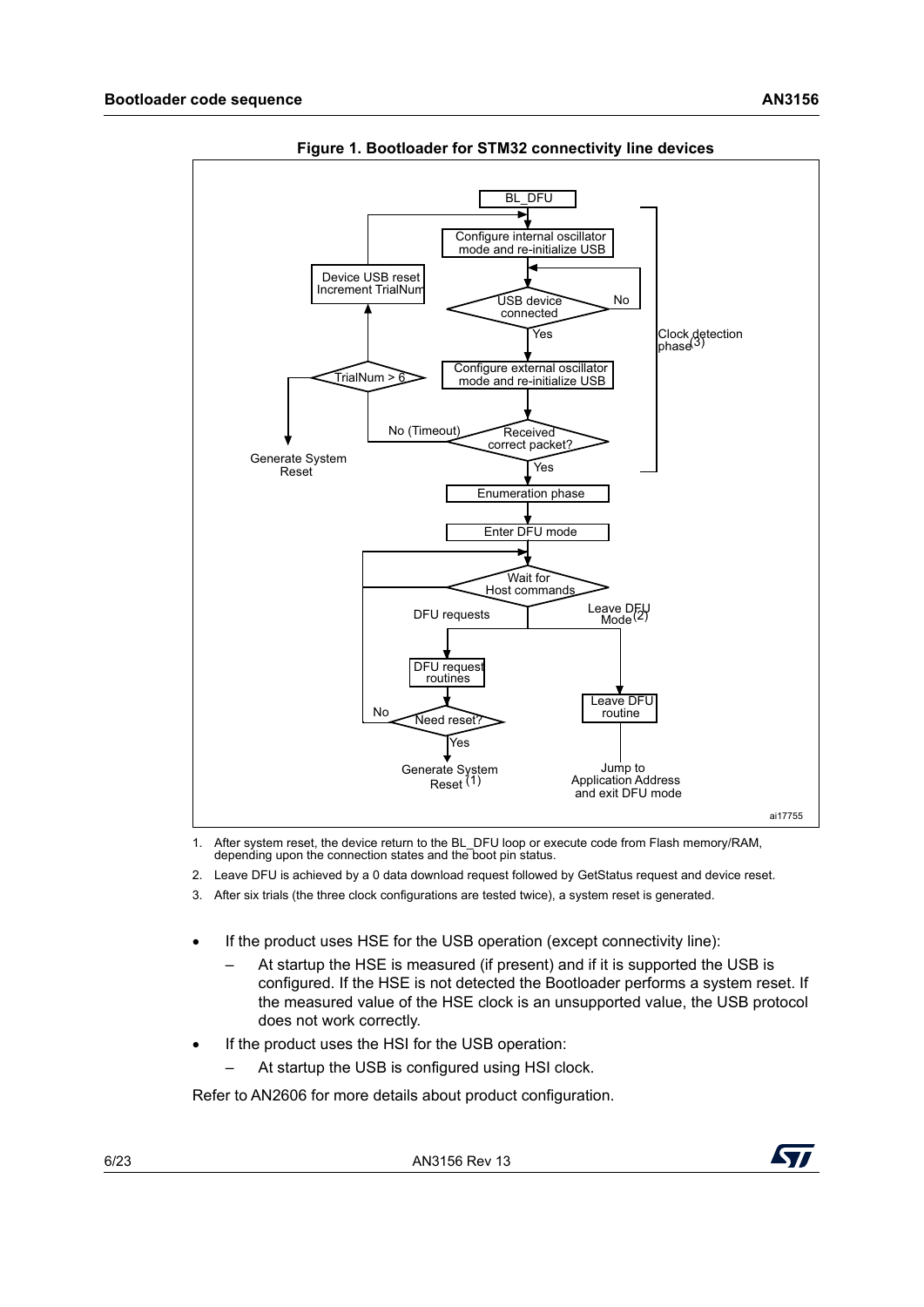**Figure 1. Bootloader for STM32 connectivity line devices**

1. After system reset, the device return to the BL_DFU loop or execute code from Flash memory/RAM, depending upon the connection states and the boot pin status.
2. Leave DFU is achieved by a 0 data download request followed by GetStatus request and device reset.
3. After six trials (the three clock configurations are tested twice), a system reset is generated.

- If the product uses HSE for the USB operation (except connectivity line):
  - At startup the HSE is measured (if present) and if it is supported the USB is configured. If the HSE is not detected the Bootloader performs a system reset. If the measured value of the HSE clock is an unsupported value, the USB protocol does not work correctly.
- If the product uses the HSI for the USB operation:
  - At startup the USB is configured using HSI clock.

Refer to AN2606 for more details about product configuration.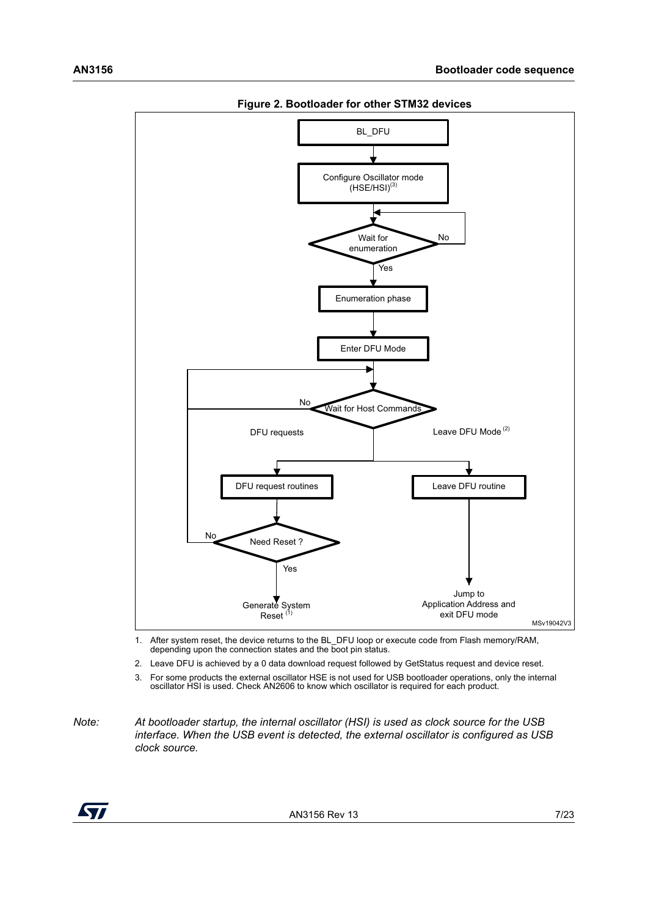**Figure 2. Bootloader for other STM32 devices**

1. After system reset, the device returns to the BL_DFU loop or execute code from Flash memory/RAM, depending upon the connection states and the boot pin status.
2. Leave DFU is achieved by a 0 data download request followed by GetStatus request and device reset.
3. For some products the external oscillator HSE is not used for USB bootloader operations, only the internal oscillator HSI is used. Check AN2606 to know which oscillator is required for each product.

*Note: At bootloader startup, the internal oscillator (HSI) is used as clock source for the USB interface. When the USB event is detected, the external oscillator is configured as USB clock source.*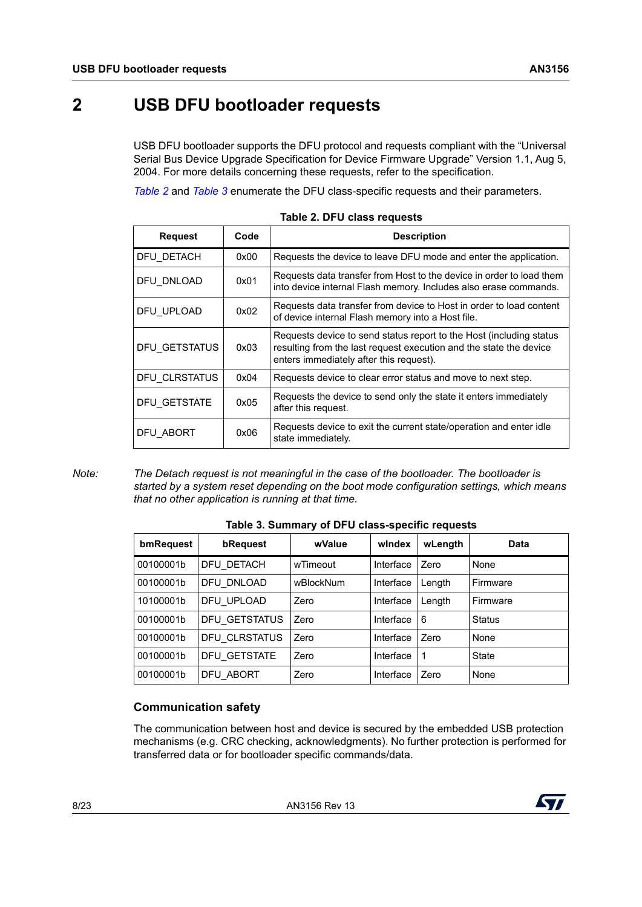# 2 USB DFU bootloader requests

USB DFU bootloader supports the DFU protocol and requests compliant with the "Universal Serial Bus Device Upgrade Specification for Device Firmware Upgrade" Version 1.1, Aug 5, 2004. For more details concerning these requests, refer to the specification.

*Table 2* and *Table 3* enumerate the DFU class-specific requests and their parameters.

**Table 2. DFU class requests**

| Request | Code | Description |
|---|---|---|
| DFU_DETACH | 0x00 | Requests the device to leave DFU mode and enter the application. |
| DFU_DNLOAD | 0x01 | Requests data transfer from Host to the device in order to load them into device internal Flash memory. Includes also erase commands. |
| DFU_UPLOAD | 0x02 | Requests data transfer from device to Host in order to load content of device internal Flash memory into a Host file. |
| DFU_GETSTATUS | 0x03 | Requests device to send status report to the Host (including status resulting from the last request execution and the state the device enters immediately after this request). |
| DFU_CLRSTATUS | 0x04 | Requests device to clear error status and move to next step. |
| DFU_GETSTATE | 0x05 | Requests the device to send only the state it enters immediately after this request. |
| DFU_ABORT | 0x06 | Requests device to exit the current state/operation and enter idle state immediately. |

*Note: The Detach request is not meaningful in the case of the bootloader. The bootloader is started by a system reset depending on the boot mode configuration settings, which means that no other application is running at that time.*

**Table 3. Summary of DFU class-specific requests**

| bmRequest | bRequest | wValue | wIndex | wLength | Data |
|---|---|---|---|---|---|
| 00100001b | DFU_DETACH | wTimeout | Interface | Zero | None |
| 00100001b | DFU_DNLOAD | wBlockNum | Interface | Length | Firmware |
| 10100001b | DFU_UPLOAD | Zero | Interface | Length | Firmware |
| 00100001b | DFU_GETSTATUS | Zero | Interface | 6 | Status |
| 00100001b | DFU_CLRSTATUS | Zero | Interface | Zero | None |
| 00100001b | DFU_GETSTATE | Zero | Interface | 1 | State |
| 00100001b | DFU_ABORT | Zero | Interface | Zero | None |

### Communication safety

The communication between host and device is secured by the embedded USB protection mechanisms (e.g. CRC checking, acknowledgments). No further protection is performed for transferred data or for bootloader specific commands/data.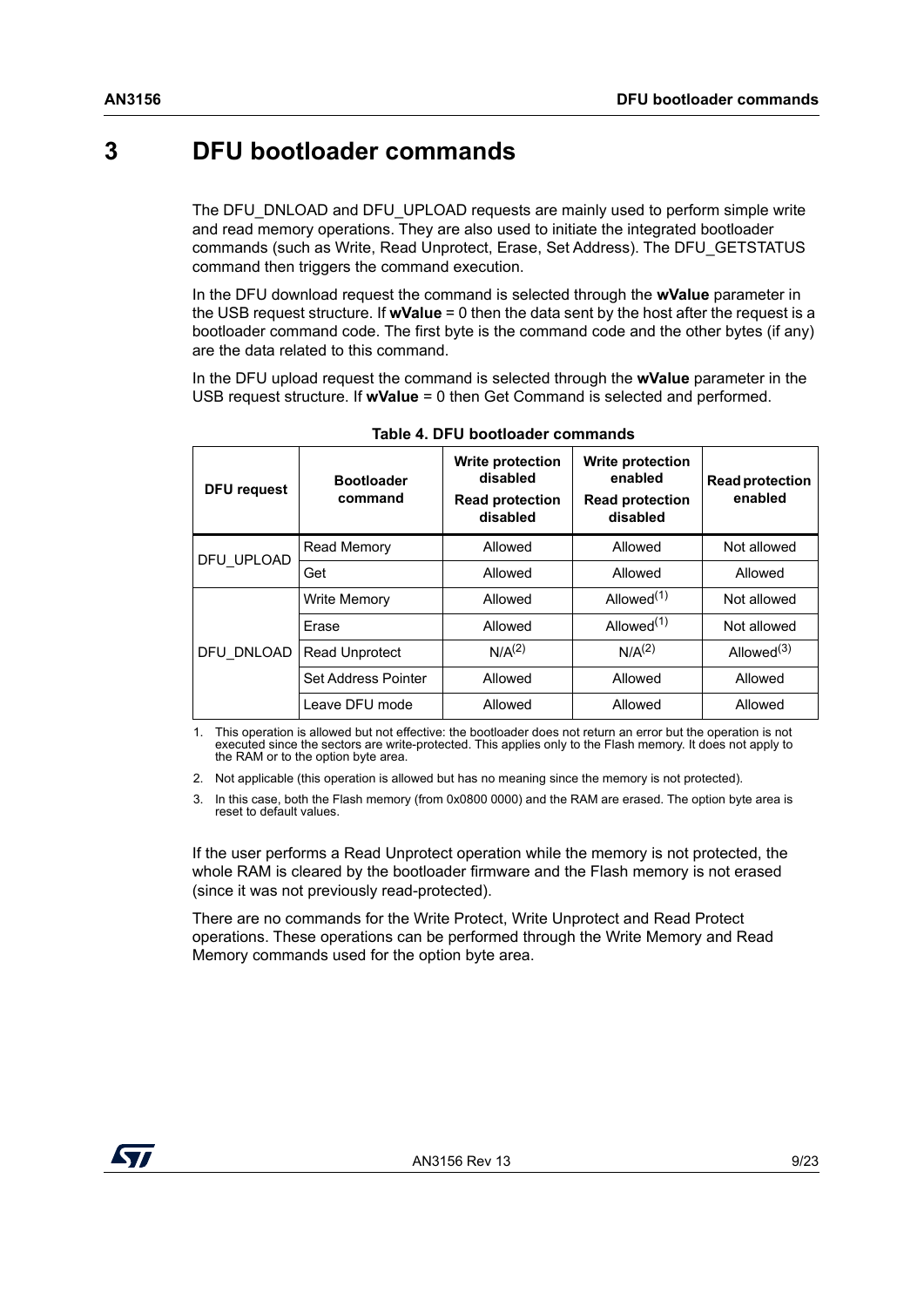# 3 DFU bootloader commands

The DFU_DNLOAD and DFU_UPLOAD requests are mainly used to perform simple write and read memory operations. They are also used to initiate the integrated bootloader commands (such as Write, Read Unprotect, Erase, Set Address). The DFU_GETSTATUS command then triggers the command execution.

In the DFU download request the command is selected through the **wValue** parameter in the USB request structure. If **wValue** = 0 then the data sent by the host after the request is a bootloader command code. The first byte is the command code and the other bytes (if any) are the data related to this command.

In the DFU upload request the command is selected through the **wValue** parameter in the USB request structure. If **wValue** = 0 then Get Command is selected and performed.

**Table 4. DFU bootloader commands**

| DFU request | Bootloader command | Write protection disabled Read protection disabled | Write protection enabled Read protection disabled | Read protection enabled |
|---|---|---|---|---|
| DFU_UPLOAD | Read Memory | Allowed | Allowed | Not allowed |
| | Get | Allowed | Allowed | Allowed |
| DFU_DNLOAD | Write Memory | Allowed | Allowed(1) | Not allowed |
| | Erase | Allowed | Allowed(1) | Not allowed |
| | Read Unprotect | N/A(2) | N/A(2) | Allowed(3) |
| | Set Address Pointer | Allowed | Allowed | Allowed |
| | Leave DFU mode | Allowed | Allowed | Allowed |

1. This operation is allowed but not effective: the bootloader does not return an error but the operation is not executed since the sectors are write-protected. This applies only to the Flash memory. It does not apply to the RAM or to the option byte area.
2. Not applicable (this operation is allowed but has no meaning since the memory is not protected).
3. In this case, both the Flash memory (from 0x0800 0000) and the RAM are erased. The option byte area is reset to default values.

If the user performs a Read Unprotect operation while the memory is not protected, the whole RAM is cleared by the bootloader firmware and the Flash memory is not erased (since it was not previously read-protected).

There are no commands for the Write Protect, Write Unprotect and Read Protect operations. These operations can be performed through the Write Memory and Read Memory commands used for the option byte area.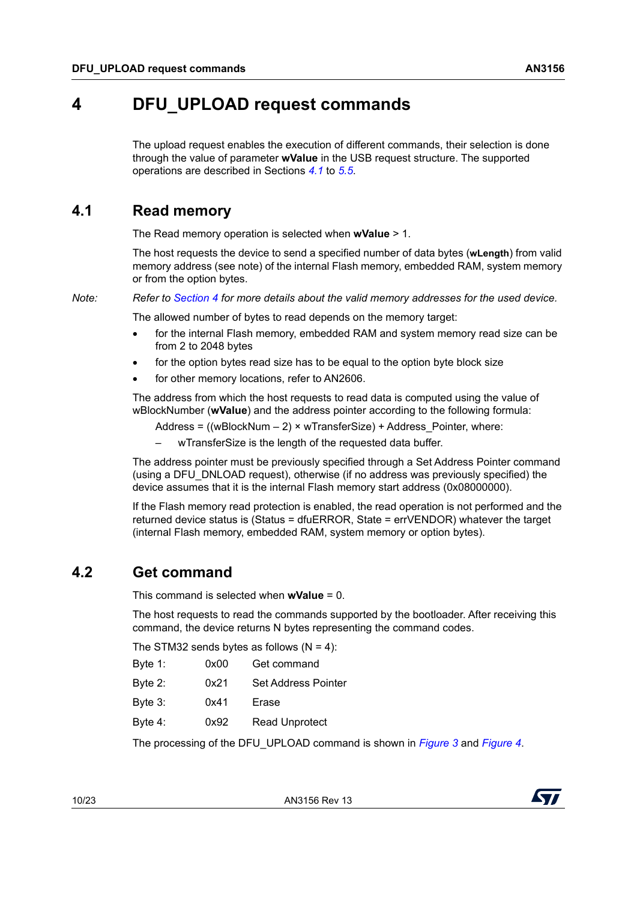# 4 DFU_UPLOAD request commands

The upload request enables the execution of different commands, their selection is done through the value of parameter **wValue** in the USB request structure. The supported operations are described in Sections *4.1* to *5.5*.

## 4.1 Read memory

The Read memory operation is selected when **wValue** > 1.

The host requests the device to send a specified number of data bytes (**wLength**) from valid memory address (see note) of the internal Flash memory, embedded RAM, system memory or from the option bytes.

*Note: Refer to Section 4 for more details about the valid memory addresses for the used device.*

The allowed number of bytes to read depends on the memory target:

- for the internal Flash memory, embedded RAM and system memory read size can be from 2 to 2048 bytes
- for the option bytes read size has to be equal to the option byte block size
- for other memory locations, refer to AN2606.

The address from which the host requests to read data is computed using the value of wBlockNumber (**wValue**) and the address pointer according to the following formula:

Address = ((wBlockNum – 2) × wTransferSize) + Address_Pointer, where:

– wTransferSize is the length of the requested data buffer.

The address pointer must be previously specified through a Set Address Pointer command (using a DFU_DNLOAD request), otherwise (if no address was previously specified) the device assumes that it is the internal Flash memory start address (0x08000000).

If the Flash memory read protection is enabled, the read operation is not performed and the returned device status is (Status = dfuERROR, State = errVENDOR) whatever the target (internal Flash memory, embedded RAM, system memory or option bytes).

## 4.2 Get command

This command is selected when **wValue** = 0.

The host requests to read the commands supported by the bootloader. After receiving this command, the device returns N bytes representing the command codes.

The STM32 sends bytes as follows (N = 4):

| | | |
|---|---|---|
| Byte 1: | 0x00 | Get command |
| Byte 2: | 0x21 | Set Address Pointer |
| Byte 3: | 0x41 | Erase |
| Byte 4: | 0x92 | Read Unprotect |

The processing of the DFU_UPLOAD command is shown in *Figure 3* and *Figure 4*.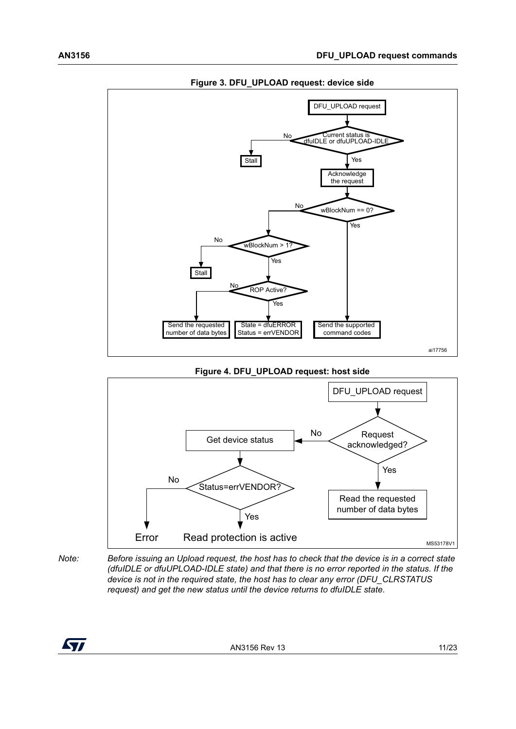**Figure 3. DFU_UPLOAD request: device side**

**Figure 4. DFU_UPLOAD request: host side**

*Note: Before issuing an Upload request, the host has to check that the device is in a correct state (dfuIDLE or dfuUPLOAD-IDLE state) and that there is no error reported in the status. If the device is not in the required state, the host has to clear any error (DFU_CLRSTATUS request) and get the new status until the device returns to dfuIDLE state.*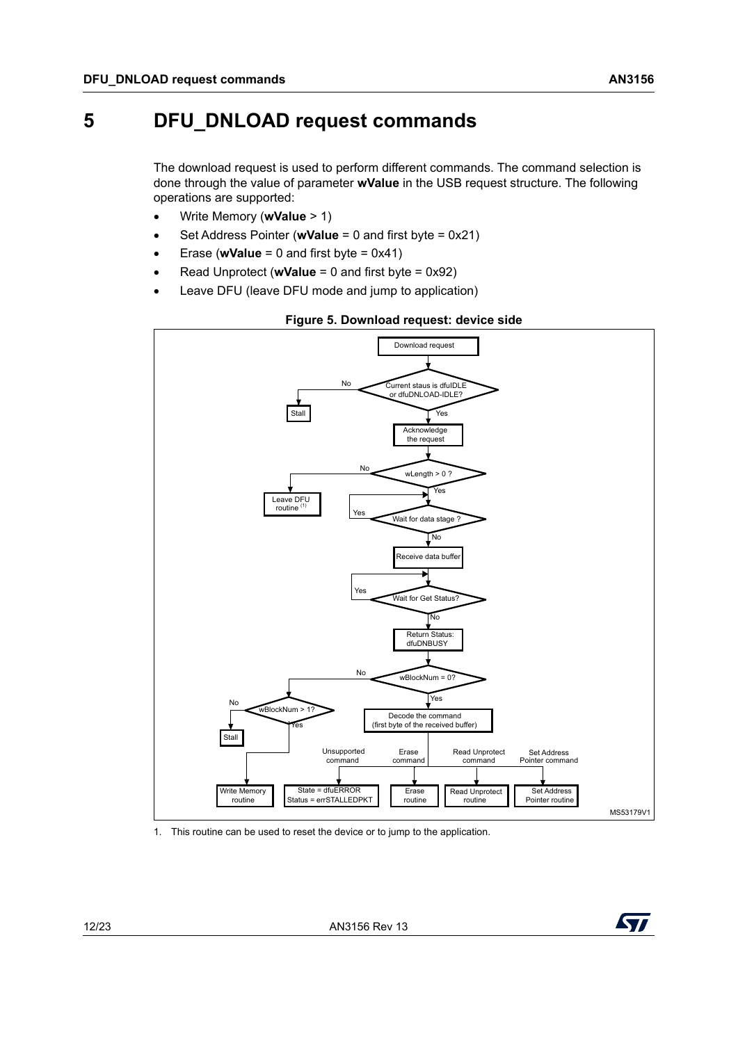# 5 DFU_DNLOAD request commands

The download request is used to perform different commands. The command selection is done through the value of parameter **wValue** in the USB request structure. The following operations are supported:

- Write Memory (**wValue** > 1)
- Set Address Pointer (**wValue** = 0 and first byte = 0x21)
- Erase (**wValue** = 0 and first byte = 0x41)
- Read Unprotect (**wValue** = 0 and first byte = 0x92)
- Leave DFU (leave DFU mode and jump to application)

**Figure 5. Download request: device side**

1. This routine can be used to reset the device or to jump to the application.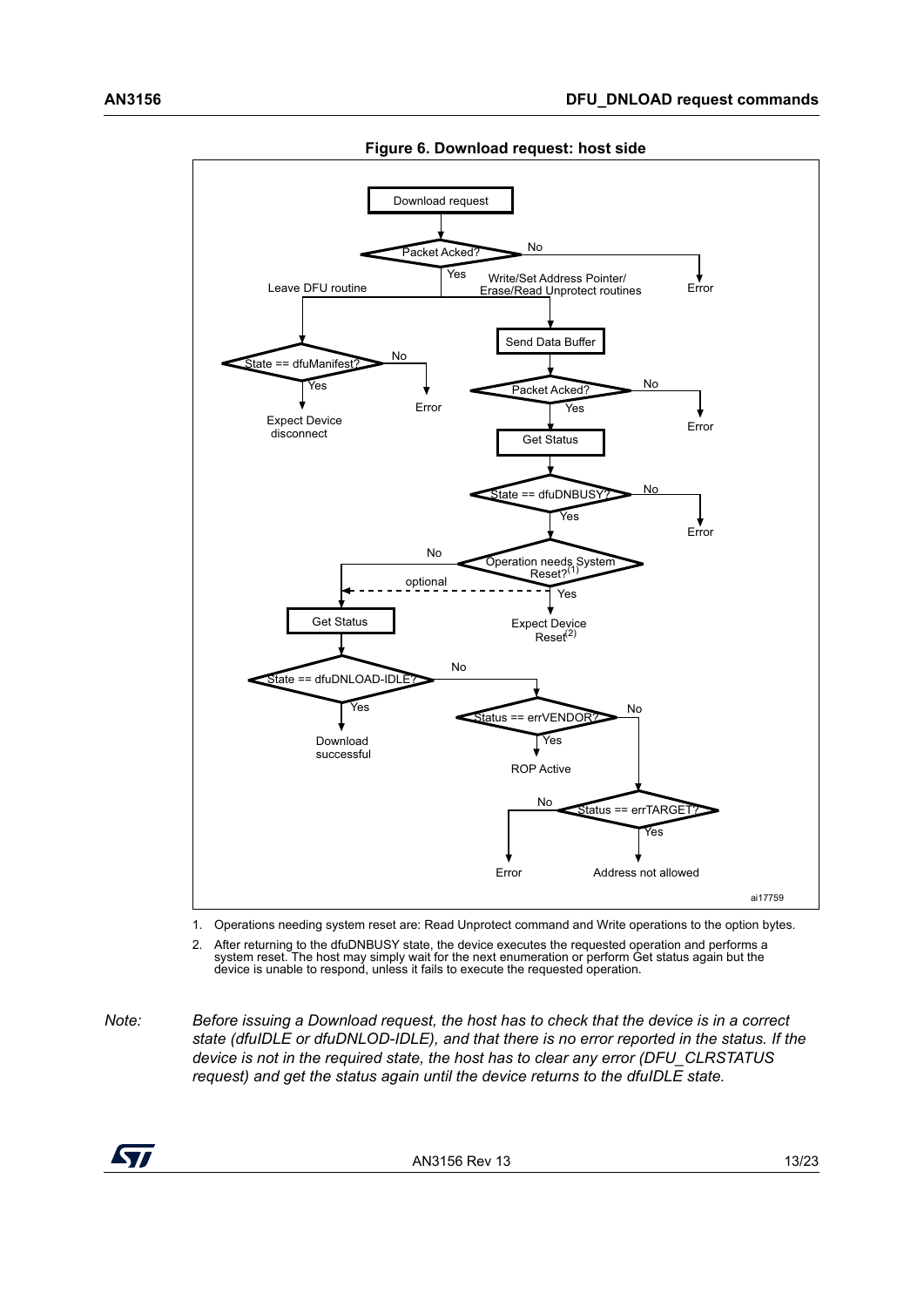**Figure 6. Download request: host side**

1. Operations needing system reset are: Read Unprotect command and Write operations to the option bytes.
2. After returning to the dfuDNBUSY state, the device executes the requested operation and performs a system reset. The host may simply wait for the next enumeration or perform Get status again but the device is unable to respond, unless it fails to execute the requested operation.

*Note: Before issuing a Download request, the host has to check that the device is in a correct state (dfuIDLE or dfuDNLOD-IDLE), and that there is no error reported in the status. If the device is not in the required state, the host has to clear any error (DFU_CLRSTATUS request) and get the status again until the device returns to the dfuIDLE state.*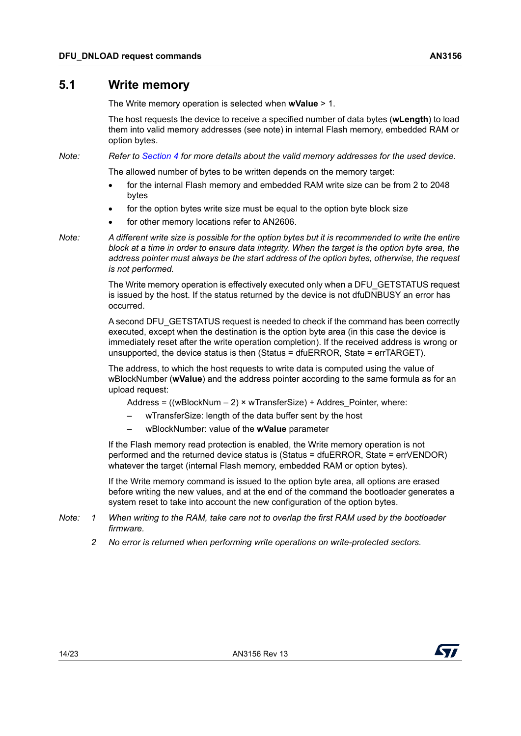## 5.1 Write memory

The Write memory operation is selected when **wValue** > 1.

The host requests the device to receive a specified number of data bytes (**wLength**) to load them into valid memory addresses (see note) in internal Flash memory, embedded RAM or option bytes.

*Note: Refer to Section 4 for more details about the valid memory addresses for the used device.*

The allowed number of bytes to be written depends on the memory target:

- for the internal Flash memory and embedded RAM write size can be from 2 to 2048 bytes
- for the option bytes write size must be equal to the option byte block size
- for other memory locations refer to AN2606.

*Note: A different write size is possible for the option bytes but it is recommended to write the entire block at a time in order to ensure data integrity. When the target is the option byte area, the address pointer must always be the start address of the option bytes, otherwise, the request is not performed.*

The Write memory operation is effectively executed only when a DFU_GETSTATUS request is issued by the host. If the status returned by the device is not dfuDNBUSY an error has occurred.

A second DFU_GETSTATUS request is needed to check if the command has been correctly executed, except when the destination is the option byte area (in this case the device is immediately reset after the write operation completion). If the received address is wrong or unsupported, the device status is then (Status = dfuERROR, State = errTARGET).

The address, to which the host requests to write data is computed using the value of wBlockNumber (**wValue**) and the address pointer according to the same formula as for an upload request:

Address = ((wBlockNum – 2) × wTransferSize) + Addres_Pointer, where:

- wTransferSize: length of the data buffer sent by the host
- wBlockNumber: value of the **wValue** parameter

If the Flash memory read protection is enabled, the Write memory operation is not performed and the returned device status is (Status = dfuERROR, State = errVENDOR) whatever the target (internal Flash memory, embedded RAM or option bytes).

If the Write memory command is issued to the option byte area, all options are erased before writing the new values, and at the end of the command the bootloader generates a system reset to take into account the new configuration of the option bytes.

*Note:*
1. *When writing to the RAM, take care not to overlap the first RAM used by the bootloader firmware.*
2. *No error is returned when performing write operations on write-protected sectors.*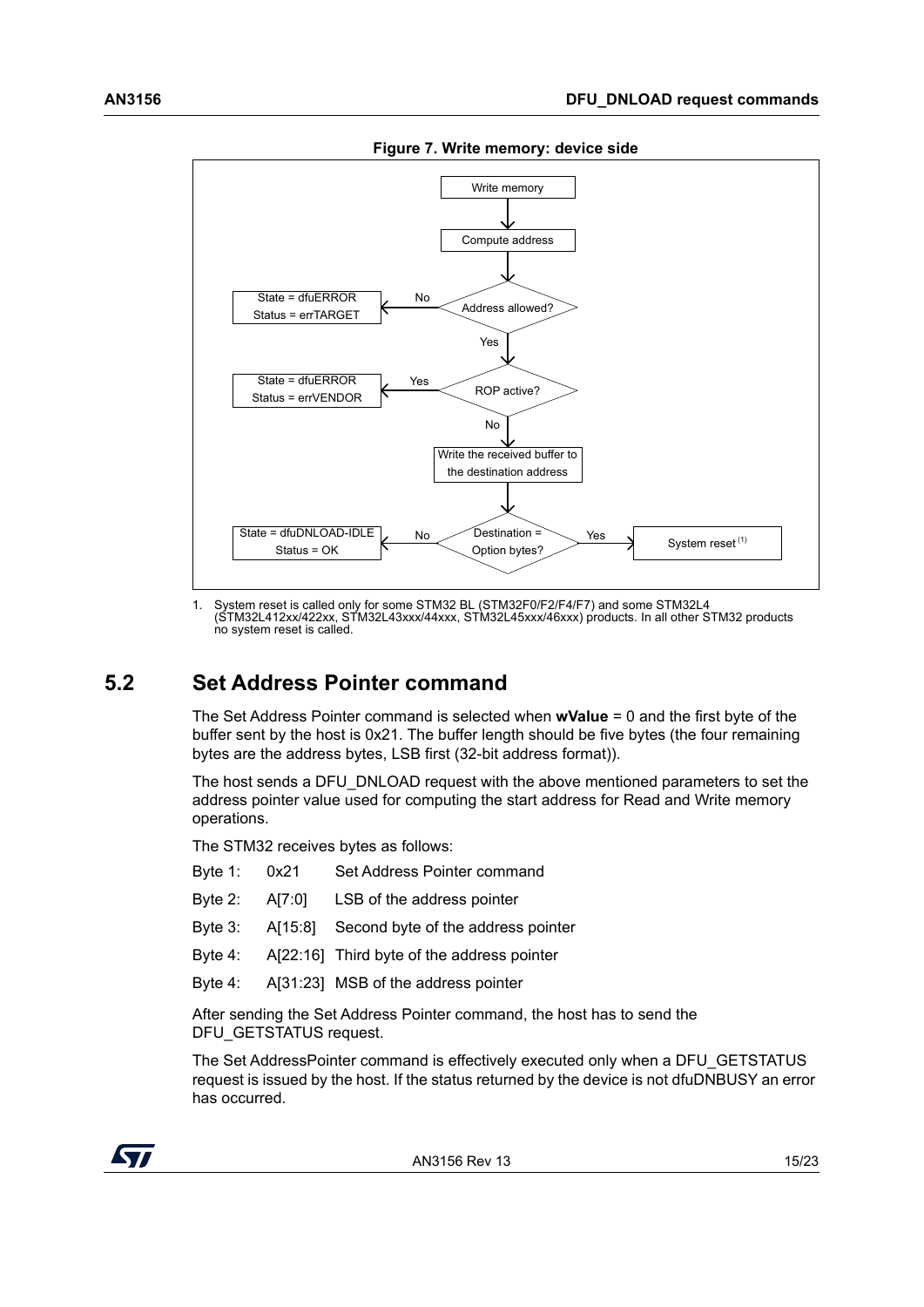**Figure 7. Write memory: device side**

1. System reset is called only for some STM32 BL (STM32F0/F2/F4/F7) and some STM32L4 (STM32L412xx/422xx, STM32L43xxx/44xxx, STM32L45xxx/46xxx) products. In all other STM32 products no system reset is called.

## 5.2 Set Address Pointer command

The Set Address Pointer command is selected when **wValue** = 0 and the first byte of the buffer sent by the host is 0x21. The buffer length should be five bytes (the four remaining bytes are the address bytes, LSB first (32-bit address format)).

The host sends a DFU_DNLOAD request with the above mentioned parameters to set the address pointer value used for computing the start address for Read and Write memory operations.

The STM32 receives bytes as follows:

| | | |
|---|---|---|
| Byte 1: | 0x21 | Set Address Pointer command |
| Byte 2: | A[7:0] | LSB of the address pointer |
| Byte 3: | A[15:8] | Second byte of the address pointer |
| Byte 4: | A[22:16] | Third byte of the address pointer |
| Byte 4: | A[31:23] | MSB of the address pointer |

After sending the Set Address Pointer command, the host has to send the DFU_GETSTATUS request.

The Set AddressPointer command is effectively executed only when a DFU_GETSTATUS request is issued by the host. If the status returned by the device is not dfuDNBUSY an error has occurred.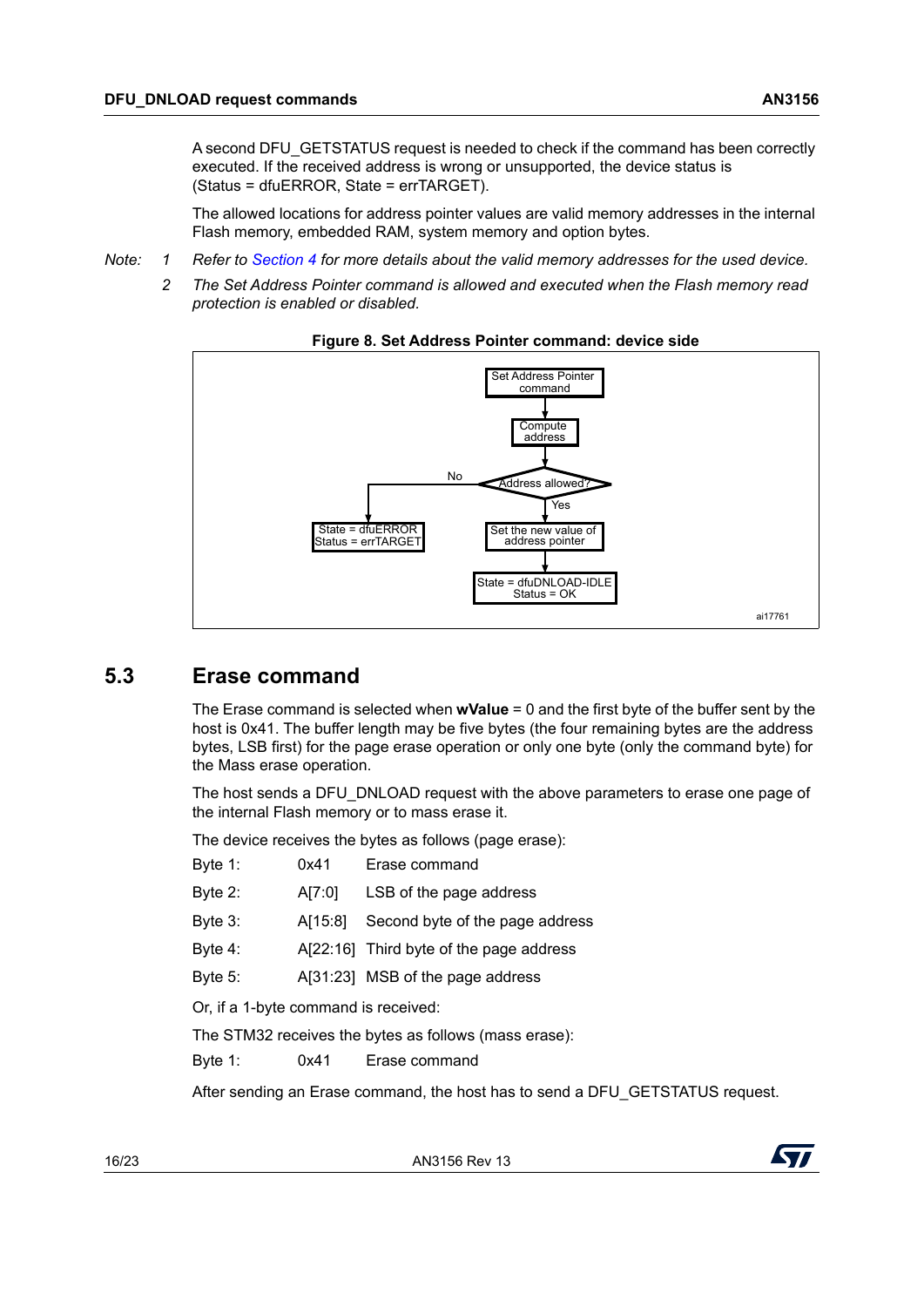A second DFU_GETSTATUS request is needed to check if the command has been correctly executed. If the received address is wrong or unsupported, the device status is (Status = dfuERROR, State = errTARGET).

The allowed locations for address pointer values are valid memory addresses in the internal Flash memory, embedded RAM, system memory and option bytes.

*Note: 1 Refer to Section 4 for more details about the valid memory addresses for the used device.*

*2 The Set Address Pointer command is allowed and executed when the Flash memory read protection is enabled or disabled.*

**Figure 8. Set Address Pointer command: device side**

Set Address Pointer command → Compute address → Address allowed?
- No → State = dfuERROR, Status = errTARGET
- Yes → Set the new value of address pointer → State = dfuDNLOAD-IDLE, Status = OK

ai17761

## 5.3 Erase command

The Erase command is selected when **wValue** = 0 and the first byte of the buffer sent by the host is 0x41. The buffer length may be five bytes (the four remaining bytes are the address bytes, LSB first) for the page erase operation or only one byte (only the command byte) for the Mass erase operation.

The host sends a DFU_DNLOAD request with the above parameters to erase one page of the internal Flash memory or to mass erase it.

The device receives the bytes as follows (page erase):

| | | |
|---|---|---|
| Byte 1: | 0x41 | Erase command |
| Byte 2: | A[7:0] | LSB of the page address |
| Byte 3: | A[15:8] | Second byte of the page address |
| Byte 4: | A[22:16] | Third byte of the page address |
| Byte 5: | A[31:23] | MSB of the page address |

Or, if a 1-byte command is received:

The STM32 receives the bytes as follows (mass erase):

| | | |
|---|---|---|
| Byte 1: | 0x41 | Erase command |

After sending an Erase command, the host has to send a DFU_GETSTATUS request.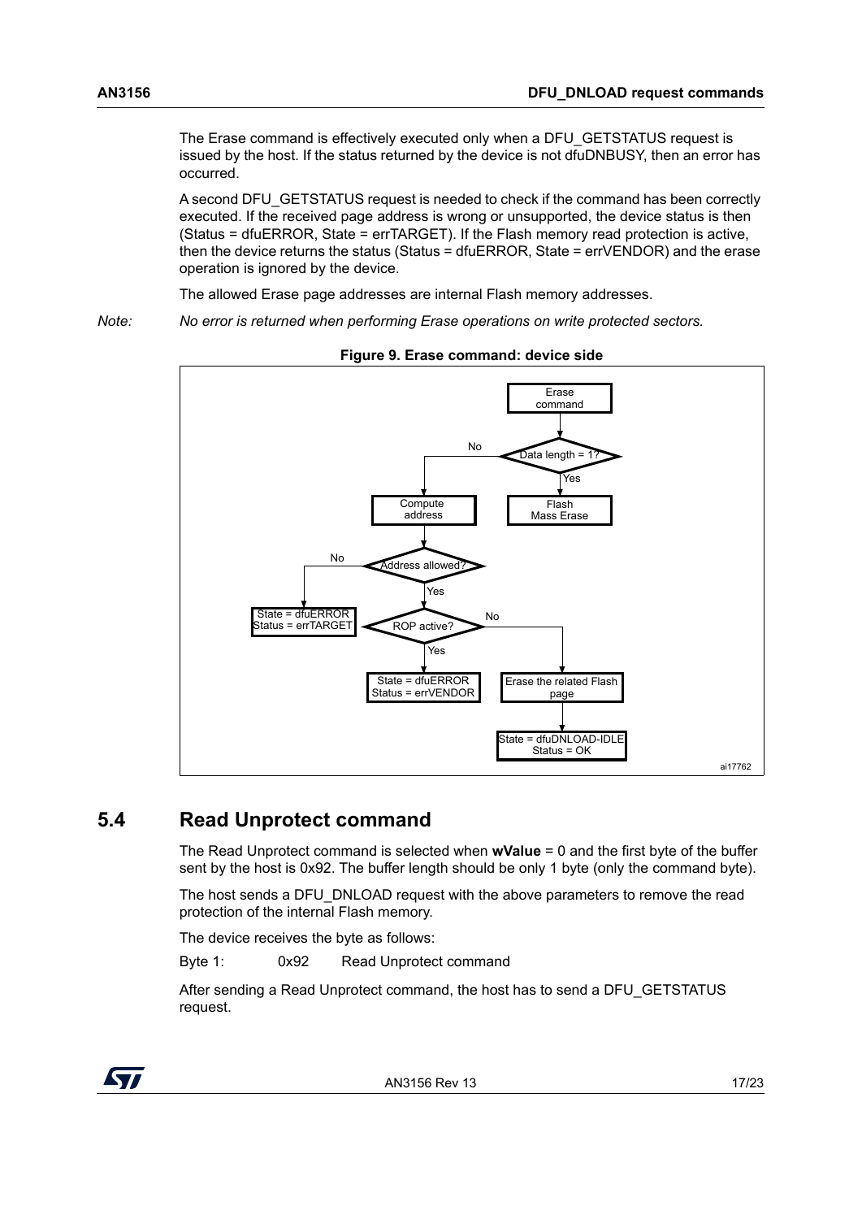The Erase command is effectively executed only when a DFU_GETSTATUS request is issued by the host. If the status returned by the device is not dfuDNBUSY, then an error has occurred.

A second DFU_GETSTATUS request is needed to check if the command has been correctly executed. If the received page address is wrong or unsupported, the device status is then (Status = dfuERROR, State = errTARGET). If the Flash memory read protection is active, then the device returns the status (Status = dfuERROR, State = errVENDOR) and the erase operation is ignored by the device.

The allowed Erase page addresses are internal Flash memory addresses.

*Note: No error is returned when performing Erase operations on write protected sectors.*

**Figure 9. Erase command: device side**

## 5.4 Read Unprotect command

The Read Unprotect command is selected when **wValue** = 0 and the first byte of the buffer sent by the host is 0x92. The buffer length should be only 1 byte (only the command byte).

The host sends a DFU_DNLOAD request with the above parameters to remove the read protection of the internal Flash memory.

The device receives the byte as follows:

Byte 1: 0x92 Read Unprotect command

After sending a Read Unprotect command, the host has to send a DFU_GETSTATUS request.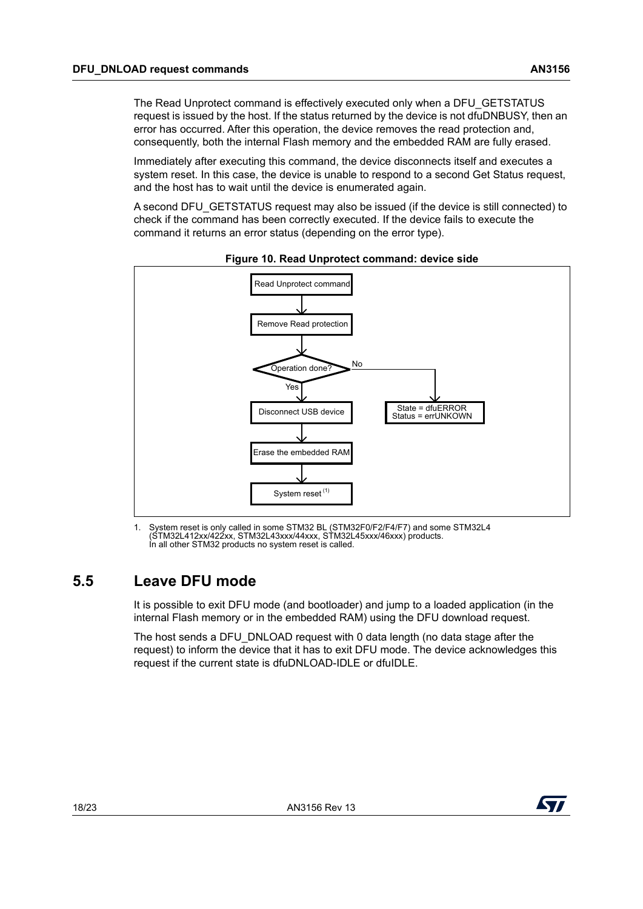The Read Unprotect command is effectively executed only when a DFU_GETSTATUS request is issued by the host. If the status returned by the device is not dfuDNBUSY, then an error has occurred. After this operation, the device removes the read protection and, consequently, both the internal Flash memory and the embedded RAM are fully erased.

Immediately after executing this command, the device disconnects itself and executes a system reset. In this case, the device is unable to respond to a second Get Status request, and the host has to wait until the device is enumerated again.

A second DFU_GETSTATUS request may also be issued (if the device is still connected) to check if the command has been correctly executed. If the device fails to execute the command it returns an error status (depending on the error type).

**Figure 10. Read Unprotect command: device side**

Read Unprotect command → Remove Read protection → Operation done?
- No → State = dfuERROR, Status = errUNKOWN
- Yes → Disconnect USB device → Erase the embedded RAM → System reset [(1)]

1. System reset is only called in some STM32 BL (STM32F0/F2/F4/F7) and some STM32L4 (STM32L412xx/422xx, STM32L43xxx/44xxx, STM32L45xxx/46xxx) products. In all other STM32 products no system reset is called.

## 5.5 Leave DFU mode

It is possible to exit DFU mode (and bootloader) and jump to a loaded application (in the internal Flash memory or in the embedded RAM) using the DFU download request.

The host sends a DFU_DNLOAD request with 0 data length (no data stage after the request) to inform the device that it has to exit DFU mode. The device acknowledges this request if the current state is dfuDNLOAD-IDLE or dfuIDLE.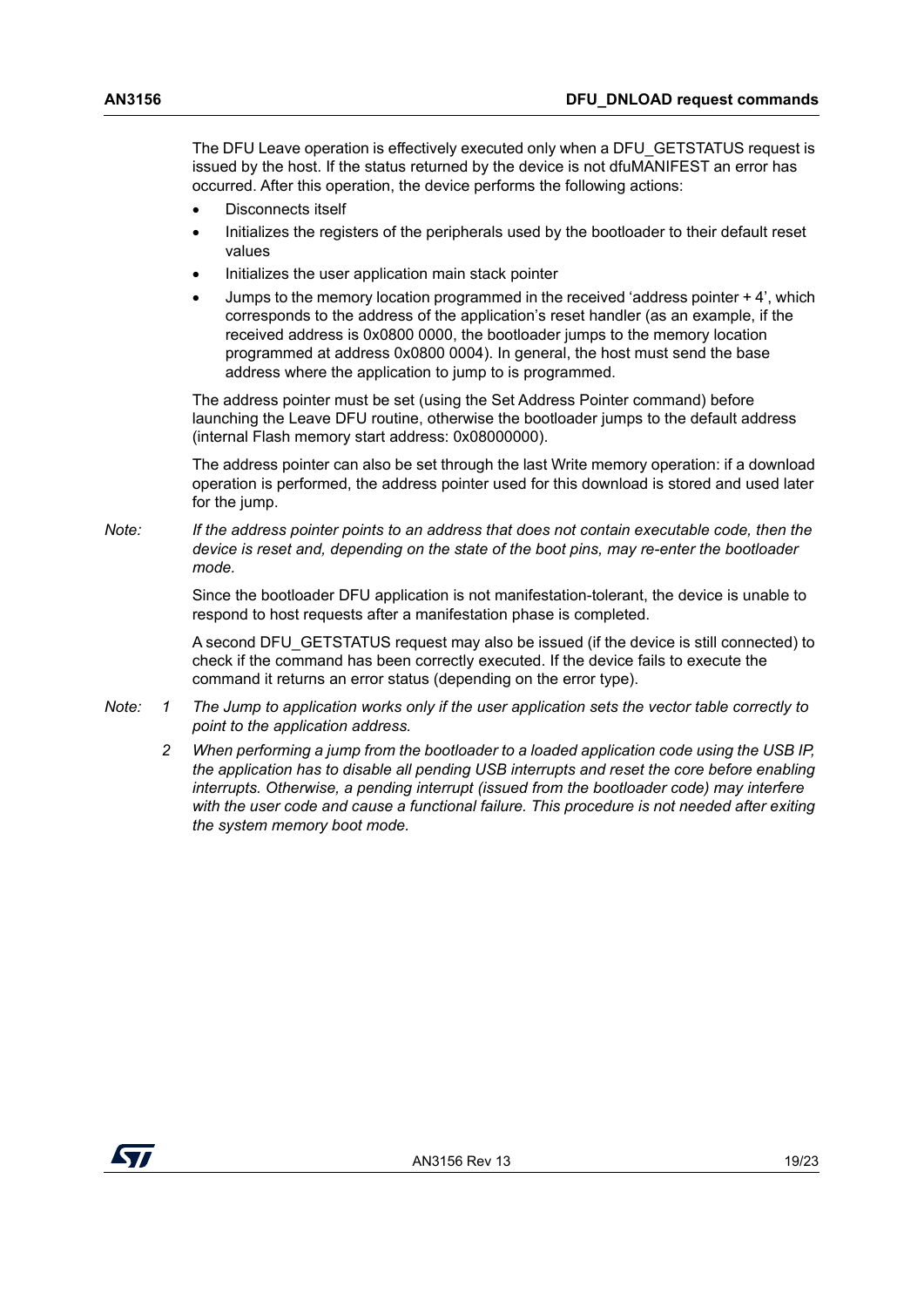The DFU Leave operation is effectively executed only when a DFU_GETSTATUS request is issued by the host. If the status returned by the device is not dfuMANIFEST an error has occurred. After this operation, the device performs the following actions:

- Disconnects itself
- Initializes the registers of the peripherals used by the bootloader to their default reset values
- Initializes the user application main stack pointer
- Jumps to the memory location programmed in the received 'address pointer + 4', which corresponds to the address of the application's reset handler (as an example, if the received address is 0x0800 0000, the bootloader jumps to the memory location programmed at address 0x0800 0004). In general, the host must send the base address where the application to jump to is programmed.

The address pointer must be set (using the Set Address Pointer command) before launching the Leave DFU routine, otherwise the bootloader jumps to the default address (internal Flash memory start address: 0x08000000).

The address pointer can also be set through the last Write memory operation: if a download operation is performed, the address pointer used for this download is stored and used later for the jump.

*Note: If the address pointer points to an address that does not contain executable code, then the device is reset and, depending on the state of the boot pins, may re-enter the bootloader mode.*

Since the bootloader DFU application is not manifestation-tolerant, the device is unable to respond to host requests after a manifestation phase is completed.

A second DFU_GETSTATUS request may also be issued (if the device is still connected) to check if the command has been correctly executed. If the device fails to execute the command it returns an error status (depending on the error type).

*Note:*
1. *The Jump to application works only if the user application sets the vector table correctly to point to the application address.*
2. *When performing a jump from the bootloader to a loaded application code using the USB IP, the application has to disable all pending USB interrupts and reset the core before enabling interrupts. Otherwise, a pending interrupt (issued from the bootloader code) may interfere with the user code and cause a functional failure. This procedure is not needed after exiting the system memory boot mode.*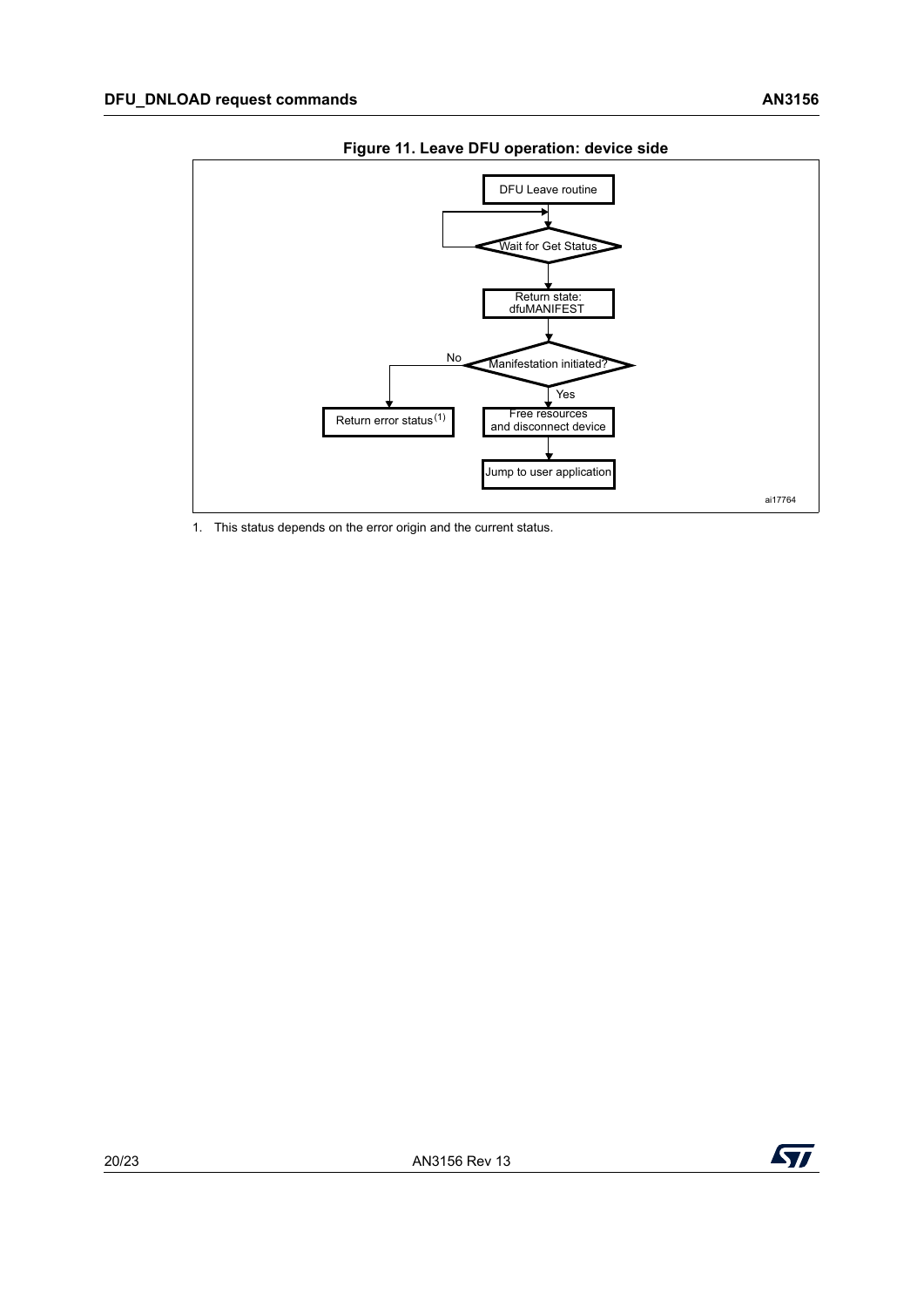**Figure 11. Leave DFU operation: device side**

DFU Leave routine

Wait for Get Status

Return state: dfuMANIFEST

Manifestation initiated?

No

Yes

Return error status(1)

Free resources and disconnect device

Jump to user application

ai17764

1. This status depends on the error origin and the current status.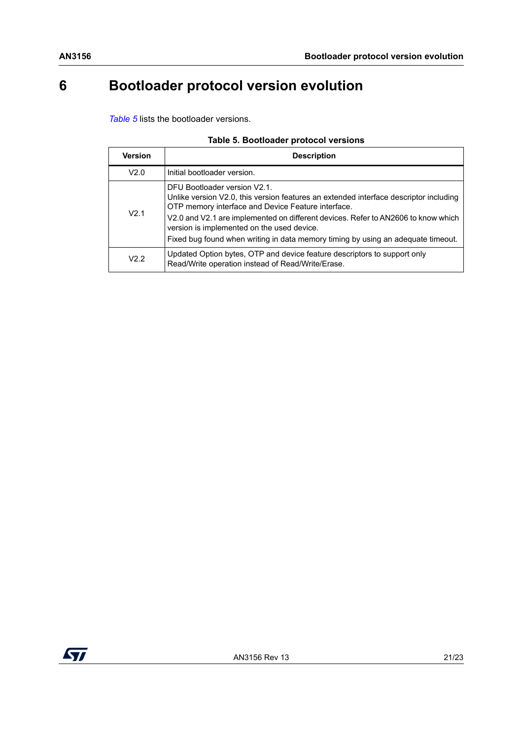# 6 Bootloader protocol version evolution

*Table 5* lists the bootloader versions.

**Table 5. Bootloader protocol versions**

| Version | Description |
|---|---|
| V2.0 | Initial bootloader version. |
| V2.1 | DFU Bootloader version V2.1.<br>Unlike version V2.0, this version features an extended interface descriptor including OTP memory interface and Device Feature interface.<br>V2.0 and V2.1 are implemented on different devices. Refer to AN2606 to know which version is implemented on the used device.<br>Fixed bug found when writing in data memory timing by using an adequate timeout. |
| V2.2 | Updated Option bytes, OTP and device feature descriptors to support only Read/Write operation instead of Read/Write/Erase. |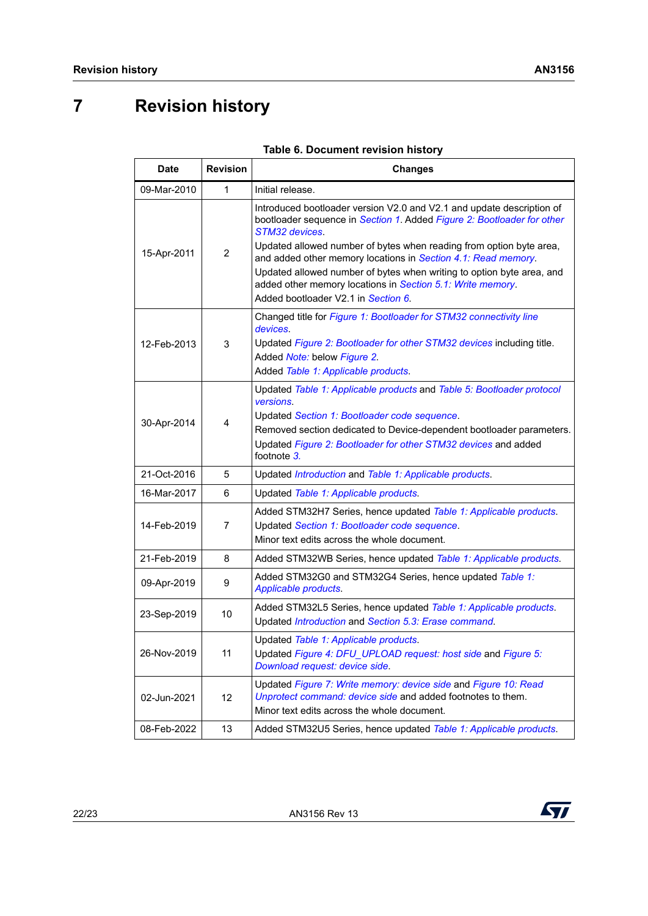# 7 Revision history

Table 6. Document revision history

| Date | Revision | Changes |
|---|---|---|
| 09-Mar-2010 | 1 | Initial release. |
| 15-Apr-2011 | 2 | Introduced bootloader version V2.0 and V2.1 and update description of bootloader sequence in *Section 1*. Added *Figure 2: Bootloader for other STM32 devices*.<br>Updated allowed number of bytes when reading from option byte area, and added other memory locations in *Section 4.1: Read memory*.<br>Updated allowed number of bytes when writing to option byte area, and added other memory locations in *Section 5.1: Write memory*.<br>Added bootloader V2.1 in *Section 6*. |
| 12-Feb-2013 | 3 | Changed title for *Figure 1: Bootloader for STM32 connectivity line devices*.<br>Updated *Figure 2: Bootloader for other STM32 devices* including title.<br>Added *Note:* below *Figure 2*.<br>Added *Table 1: Applicable products*. |
| 30-Apr-2014 | 4 | Updated *Table 1: Applicable products* and *Table 5: Bootloader protocol versions*.<br>Updated *Section 1: Bootloader code sequence*.<br>Removed section dedicated to Device-dependent bootloader parameters.<br>Updated *Figure 2: Bootloader for other STM32 devices* and added footnote *3*. |
| 21-Oct-2016 | 5 | Updated *Introduction* and *Table 1: Applicable products*. |
| 16-Mar-2017 | 6 | Updated *Table 1: Applicable products*. |
| 14-Feb-2019 | 7 | Added STM32H7 Series, hence updated *Table 1: Applicable products*.<br>Updated *Section 1: Bootloader code sequence*.<br>Minor text edits across the whole document. |
| 21-Feb-2019 | 8 | Added STM32WB Series, hence updated *Table 1: Applicable products*. |
| 09-Apr-2019 | 9 | Added STM32G0 and STM32G4 Series, hence updated *Table 1: Applicable products*. |
| 23-Sep-2019 | 10 | Added STM32L5 Series, hence updated *Table 1: Applicable products*.<br>Updated *Introduction* and *Section 5.3: Erase command*. |
| 26-Nov-2019 | 11 | Updated *Table 1: Applicable products*.<br>Updated *Figure 4: DFU_UPLOAD request: host side* and *Figure 5: Download request: device side*. |
| 02-Jun-2021 | 12 | Updated *Figure 7: Write memory: device side* and *Figure 10: Read Unprotect command: device side* and added footnotes to them.<br>Minor text edits across the whole document. |
| 08-Feb-2022 | 13 | Added STM32U5 Series, hence updated *Table 1: Applicable products*. |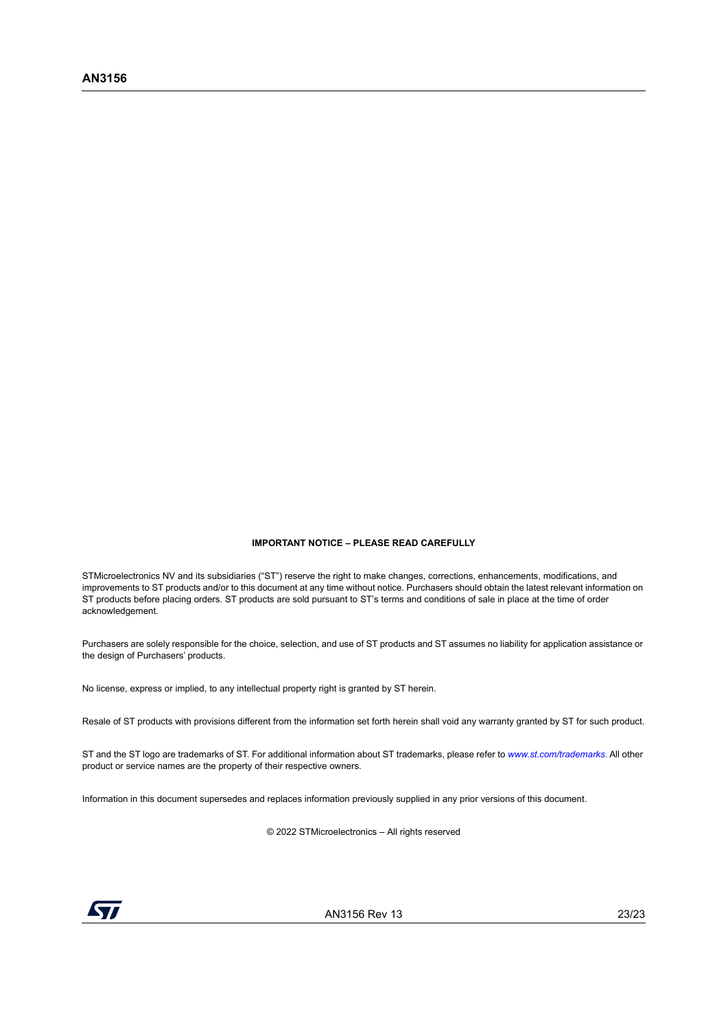**IMPORTANT NOTICE – PLEASE READ CAREFULLY**

STMicroelectronics NV and its subsidiaries ("ST") reserve the right to make changes, corrections, enhancements, modifications, and improvements to ST products and/or to this document at any time without notice. Purchasers should obtain the latest relevant information on ST products before placing orders. ST products are sold pursuant to ST's terms and conditions of sale in place at the time of order acknowledgement.

Purchasers are solely responsible for the choice, selection, and use of ST products and ST assumes no liability for application assistance or the design of Purchasers' products.

No license, express or implied, to any intellectual property right is granted by ST herein.

Resale of ST products with provisions different from the information set forth herein shall void any warranty granted by ST for such product.

ST and the ST logo are trademarks of ST. For additional information about ST trademarks, please refer to *www.st.com/trademarks*. All other product or service names are the property of their respective owners.

Information in this document supersedes and replaces information previously supplied in any prior versions of this document.

© 2022 STMicroelectronics – All rights reserved